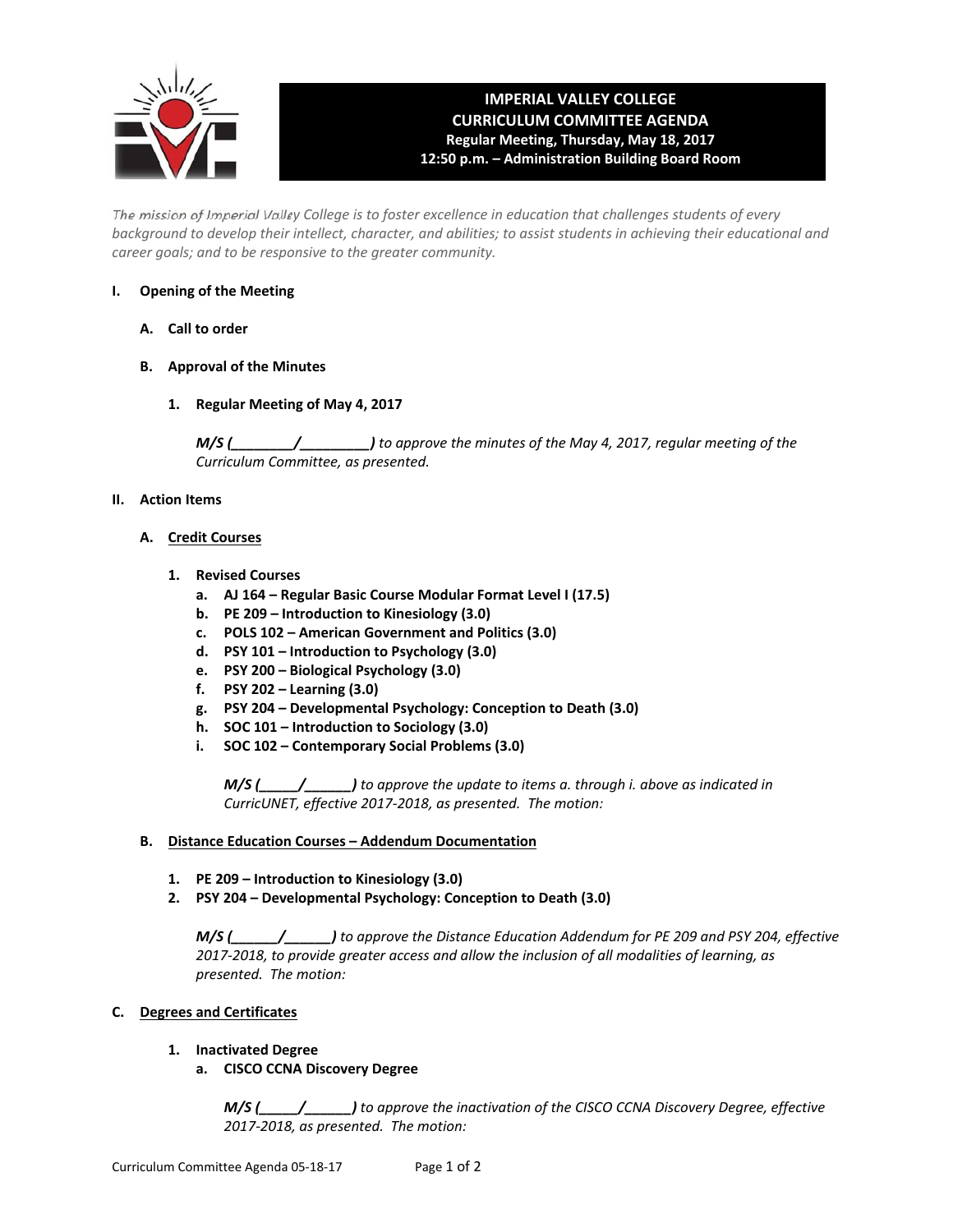# IMPERIAL VALLEY COLLEGE
## CURRICULUM COMMITTEE AGENDA
**Regular Meeting, Thursday, May 18, 2017**
**12:50 p.m. – Administration Building Board Room**

*The mission of Imperial Valley College is to foster excellence in education that challenges students of every background to develop their intellect, character, and abilities; to assist students in achieving their educational and career goals; and to be responsive to the greater community.*

**I. Opening of the Meeting**

**A. Call to order**

**B. Approval of the Minutes**

**1. Regular Meeting of May 4, 2017**

***M/S (________/________)** to approve the minutes of the May 4, 2017, regular meeting of the Curriculum Committee, as presented.*

**II. Action Items**

**A. Credit Courses**

**1. Revised Courses**

- **a. AJ 164 – Regular Basic Course Modular Format Level I (17.5)**
- **b. PE 209 – Introduction to Kinesiology (3.0)**
- **c. POLS 102 – American Government and Politics (3.0)**
- **d. PSY 101 – Introduction to Psychology (3.0)**
- **e. PSY 200 – Biological Psychology (3.0)**
- **f. PSY 202 – Learning (3.0)**
- **g. PSY 204 – Developmental Psychology: Conception to Death (3.0)**
- **h. SOC 101 – Introduction to Sociology (3.0)**
- **i. SOC 102 – Contemporary Social Problems (3.0)**

***M/S (_____/______)** to approve the update to items a. through i. above as indicated in CurricUNET, effective 2017-2018, as presented. The motion:*

**B. Distance Education Courses – Addendum Documentation**

**1. PE 209 – Introduction to Kinesiology (3.0)**
**2. PSY 204 – Developmental Psychology: Conception to Death (3.0)**

***M/S (______/______)** to approve the Distance Education Addendum for PE 209 and PSY 204, effective 2017-2018, to provide greater access and allow the inclusion of all modalities of learning, as presented. The motion:*

**C. Degrees and Certificates**

**1. Inactivated Degree**

- **a. CISCO CCNA Discovery Degree**

***M/S (_____/______)** to approve the inactivation of the CISCO CCNA Discovery Degree, effective 2017-2018, as presented. The motion:*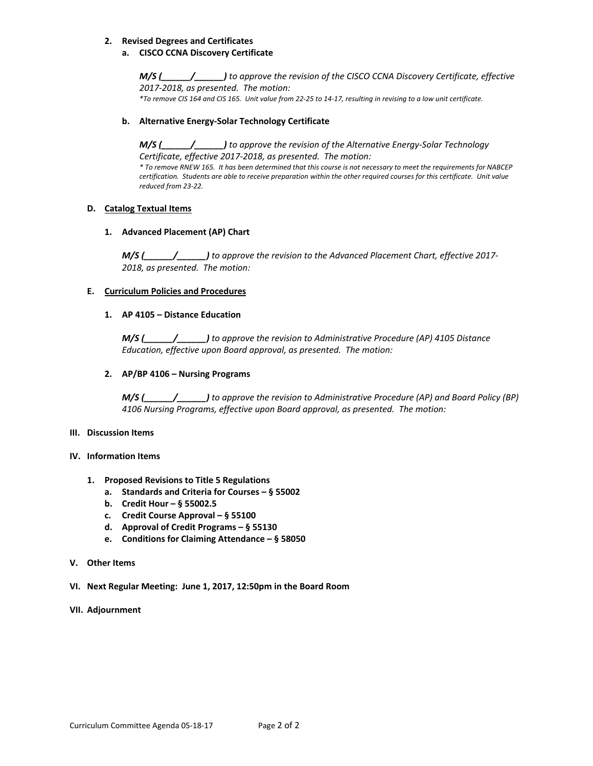2. **Revised Degrees and Certificates**
   a. **CISCO CCNA Discovery Certificate**

      ***M/S (______/______)*** *to approve the revision of the CISCO CCNA Discovery Certificate, effective 2017-2018, as presented. The motion:*
      *\*To remove CIS 164 and CIS 165. Unit value from 22-25 to 14-17, resulting in revising to a low unit certificate.*

   b. **Alternative Energy-Solar Technology Certificate**

      ***M/S (______/______)*** *to approve the revision of the Alternative Energy-Solar Technology Certificate, effective 2017-2018, as presented. The motion:*
      *\* To remove RNEW 165. It has been determined that this course is not necessary to meet the requirements for NABCEP certification. Students are able to receive preparation within the other required courses for this certificate. Unit value reduced from 23-22.*

### D. Catalog Textual Items

1. **Advanced Placement (AP) Chart**

   ***M/S (______/______)*** *to approve the revision to the Advanced Placement Chart, effective 2017-2018, as presented. The motion:*

### E. Curriculum Policies and Procedures

1. **AP 4105 – Distance Education**

   ***M/S (______/______)*** *to approve the revision to Administrative Procedure (AP) 4105 Distance Education, effective upon Board approval, as presented. The motion:*

2. **AP/BP 4106 – Nursing Programs**

   ***M/S (______/______)*** *to approve the revision to Administrative Procedure (AP) and Board Policy (BP) 4106 Nursing Programs, effective upon Board approval, as presented. The motion:*

## III. Discussion Items

## IV. Information Items

1. **Proposed Revisions to Title 5 Regulations**
   a. **Standards and Criteria for Courses – § 55002**
   b. **Credit Hour – § 55002.5**
   c. **Credit Course Approval – § 55100**
   d. **Approval of Credit Programs – § 55130**
   e. **Conditions for Claiming Attendance – § 58050**

## V. Other Items

## VI. Next Regular Meeting: June 1, 2017, 12:50pm in the Board Room

## VII. Adjournment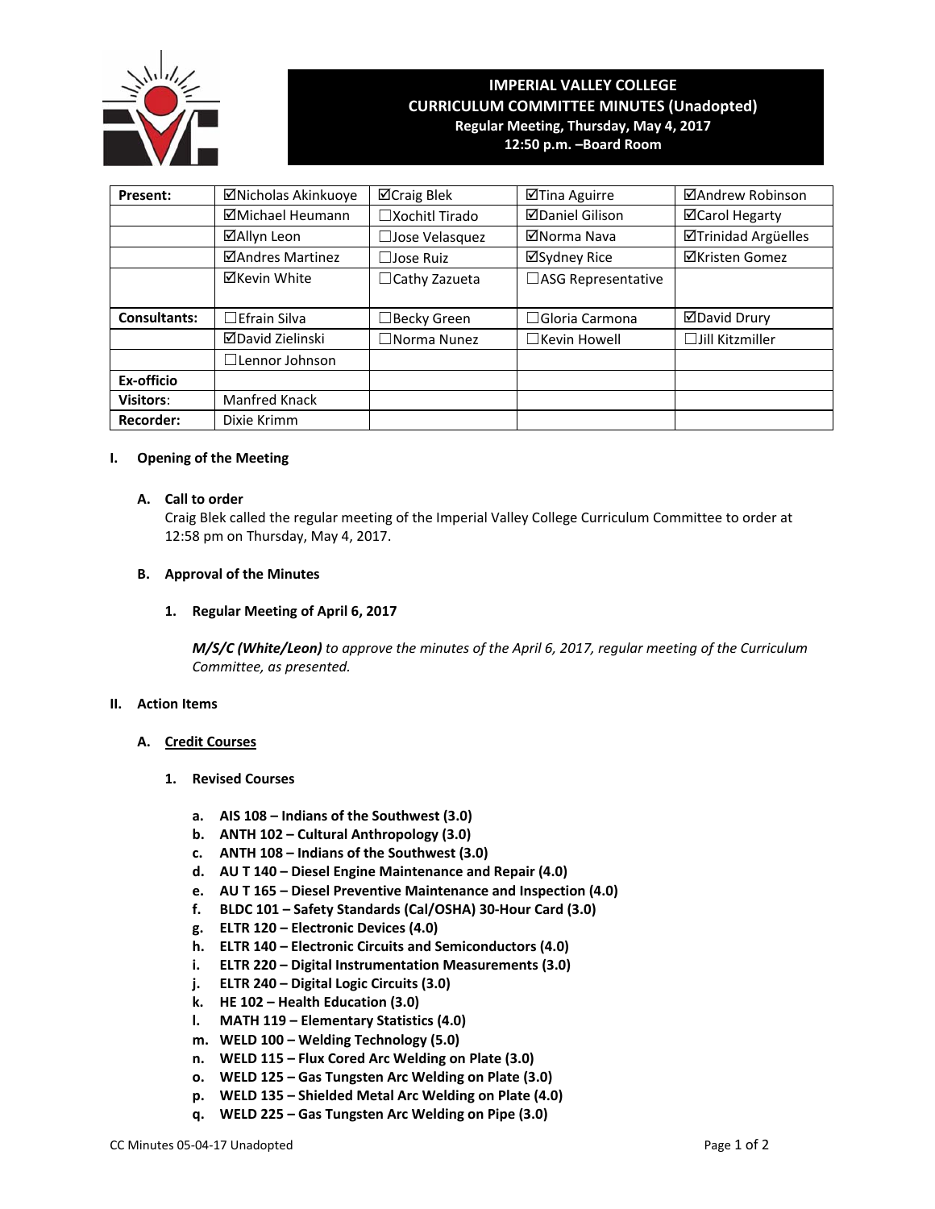# IMPERIAL VALLEY COLLEGE
## CURRICULUM COMMITTEE MINUTES (Unadopted)
**Regular Meeting, Thursday, May 4, 2017**
**12:50 p.m. –Board Room**

| **Present:** | ☑Nicholas Akinkuoye | ☑Craig Blek | ☑Tina Aguirre | ☑Andrew Robinson |
|---|---|---|---|---|
| | ☑Michael Heumann | ☐Xochitl Tirado | ☑Daniel Gilison | ☑Carol Hegarty |
| | ☑Allyn Leon | ☐Jose Velasquez | ☑Norma Nava | ☑Trinidad Argüelles |
| | ☑Andres Martinez | ☐Jose Ruiz | ☑Sydney Rice | ☑Kristen Gomez |
| | ☑Kevin White | ☐Cathy Zazueta | ☐ASG Representative | |
| **Consultants:** | ☐Efrain Silva | ☐Becky Green | ☐Gloria Carmona | ☑David Drury |
| | ☑David Zielinski | ☐Norma Nunez | ☐Kevin Howell | ☐Jill Kitzmiller |
| | ☐Lennor Johnson | | | |
| **Ex-officio** | | | | |
| **Visitors**: | Manfred Knack | | | |
| **Recorder:** | Dixie Krimm | | | |

## I. Opening of the Meeting

### A. Call to order

Craig Blek called the regular meeting of the Imperial Valley College Curriculum Committee to order at 12:58 pm on Thursday, May 4, 2017.

### B. Approval of the Minutes

#### 1. Regular Meeting of April 6, 2017

***M/S/C (White/Leon)*** *to approve the minutes of the April 6, 2017, regular meeting of the Curriculum Committee, as presented.*

## II. Action Items

### A. <u>Credit Courses</u>

#### 1. Revised Courses

- **a. AIS 108 – Indians of the Southwest (3.0)**
- **b. ANTH 102 – Cultural Anthropology (3.0)**
- **c. ANTH 108 – Indians of the Southwest (3.0)**
- **d. AU T 140 – Diesel Engine Maintenance and Repair (4.0)**
- **e. AU T 165 – Diesel Preventive Maintenance and Inspection (4.0)**
- **f. BLDC 101 – Safety Standards (Cal/OSHA) 30-Hour Card (3.0)**
- **g. ELTR 120 – Electronic Devices (4.0)**
- **h. ELTR 140 – Electronic Circuits and Semiconductors (4.0)**
- **i. ELTR 220 – Digital Instrumentation Measurements (3.0)**
- **j. ELTR 240 – Digital Logic Circuits (3.0)**
- **k. HE 102 – Health Education (3.0)**
- **l. MATH 119 – Elementary Statistics (4.0)**
- **m. WELD 100 – Welding Technology (5.0)**
- **n. WELD 115 – Flux Cored Arc Welding on Plate (3.0)**
- **o. WELD 125 – Gas Tungsten Arc Welding on Plate (3.0)**
- **p. WELD 135 – Shielded Metal Arc Welding on Plate (4.0)**
- **q. WELD 225 – Gas Tungsten Arc Welding on Pipe (3.0)**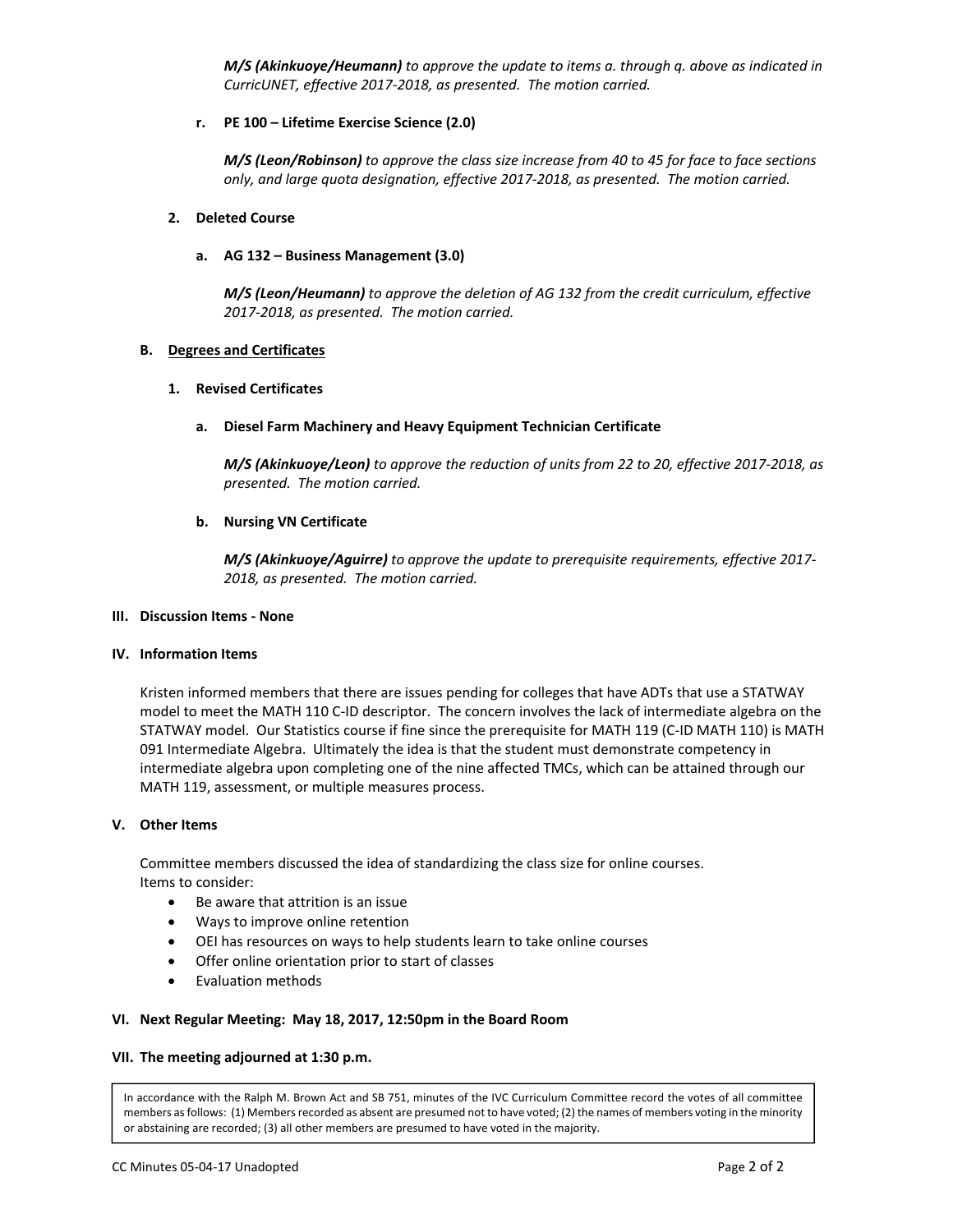***M/S (Akinkuoye/Heumann)*** *to approve the update to items a. through q. above as indicated in CurricUNET, effective 2017-2018, as presented. The motion carried.*

**r. PE 100 – Lifetime Exercise Science (2.0)**

***M/S (Leon/Robinson)*** *to approve the class size increase from 40 to 45 for face to face sections only, and large quota designation, effective 2017-2018, as presented. The motion carried.*

**2. Deleted Course**

**a. AG 132 – Business Management (3.0)**

***M/S (Leon/Heumann)*** *to approve the deletion of AG 132 from the credit curriculum, effective 2017-2018, as presented. The motion carried.*

**B. <u>Degrees and Certificates</u>**

**1. Revised Certificates**

**a. Diesel Farm Machinery and Heavy Equipment Technician Certificate**

***M/S (Akinkuoye/Leon)*** *to approve the reduction of units from 22 to 20, effective 2017-2018, as presented. The motion carried.*

**b. Nursing VN Certificate**

***M/S (Akinkuoye/Aguirre)*** *to approve the update to prerequisite requirements, effective 2017-2018, as presented. The motion carried.*

## III. Discussion Items - None

## IV. Information Items

Kristen informed members that there are issues pending for colleges that have ADTs that use a STATWAY model to meet the MATH 110 C-ID descriptor. The concern involves the lack of intermediate algebra on the STATWAY model. Our Statistics course if fine since the prerequisite for MATH 119 (C-ID MATH 110) is MATH 091 Intermediate Algebra. Ultimately the idea is that the student must demonstrate competency in intermediate algebra upon completing one of the nine affected TMCs, which can be attained through our MATH 119, assessment, or multiple measures process.

## V. Other Items

Committee members discussed the idea of standardizing the class size for online courses.
Items to consider:

- Be aware that attrition is an issue
- Ways to improve online retention
- OEI has resources on ways to help students learn to take online courses
- Offer online orientation prior to start of classes
- Evaluation methods

## VI. Next Regular Meeting: May 18, 2017, 12:50pm in the Board Room

## VII. The meeting adjourned at 1:30 p.m.

In accordance with the Ralph M. Brown Act and SB 751, minutes of the IVC Curriculum Committee record the votes of all committee members as follows: (1) Members recorded as absent are presumed not to have voted; (2) the names of members voting in the minority or abstaining are recorded; (3) all other members are presumed to have voted in the majority.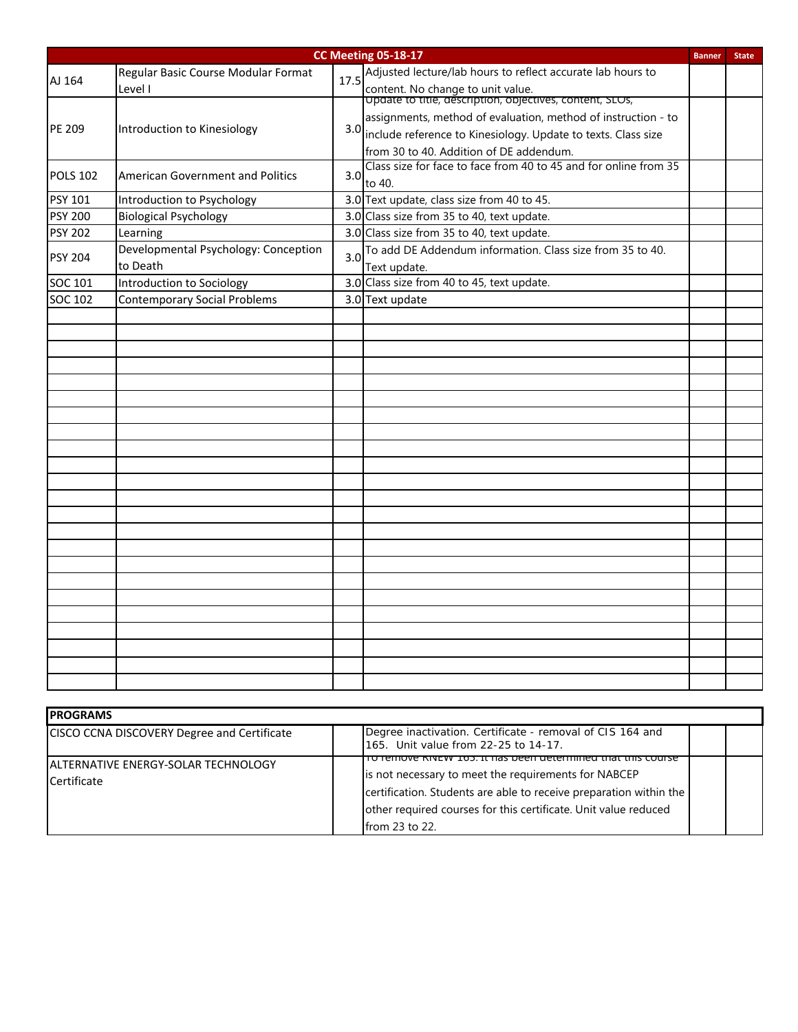| CC Meeting 05-18-17 | | | | Banner | State |
|---|---|---|---|---|---|
| AJ 164 | Regular Basic Course Modular Format Level I | 17.5 | Adjusted lecture/lab hours to reflect accurate lab hours to content. No change to unit value. | | |
| PE 209 | Introduction to Kinesiology | 3.0 | Update to title, description, objectives, content, SLOs, assignments, method of evaluation, method of instruction - to include reference to Kinesiology. Update to texts. Class size from 30 to 40. Addition of DE addendum. | | |
| POLS 102 | American Government and Politics | 3.0 | Class size for face to face from 40 to 45 and for online from 35 to 40. | | |
| PSY 101 | Introduction to Psychology | 3.0 | Text update, class size from 40 to 45. | | |
| PSY 200 | Biological Psychology | 3.0 | Class size from 35 to 40, text update. | | |
| PSY 202 | Learning | 3.0 | Class size from 35 to 40, text update. | | |
| PSY 204 | Developmental Psychology: Conception to Death | 3.0 | To add DE Addendum information. Class size from 35 to 40. Text update. | | |
| SOC 101 | Introduction to Sociology | 3.0 | Class size from 40 to 45, text update. | | |
| SOC 102 | Contemporary Social Problems | 3.0 | Text update | | |

| PROGRAMS | | | | |
|---|---|---|---|---|
| CISCO CCNA DISCOVERY Degree and Certificate | | Degree inactivation. Certificate - removal of CIS 164 and 165. Unit value from 22-25 to 14-17. | | |
| ALTERNATIVE ENERGY-SOLAR TECHNOLOGY Certificate | | To remove KNEW 105. It has been determined that this course is not necessary to meet the requirements for NABCEP certification. Students are able to receive preparation within the other required courses for this certificate. Unit value reduced from 23 to 22. | | |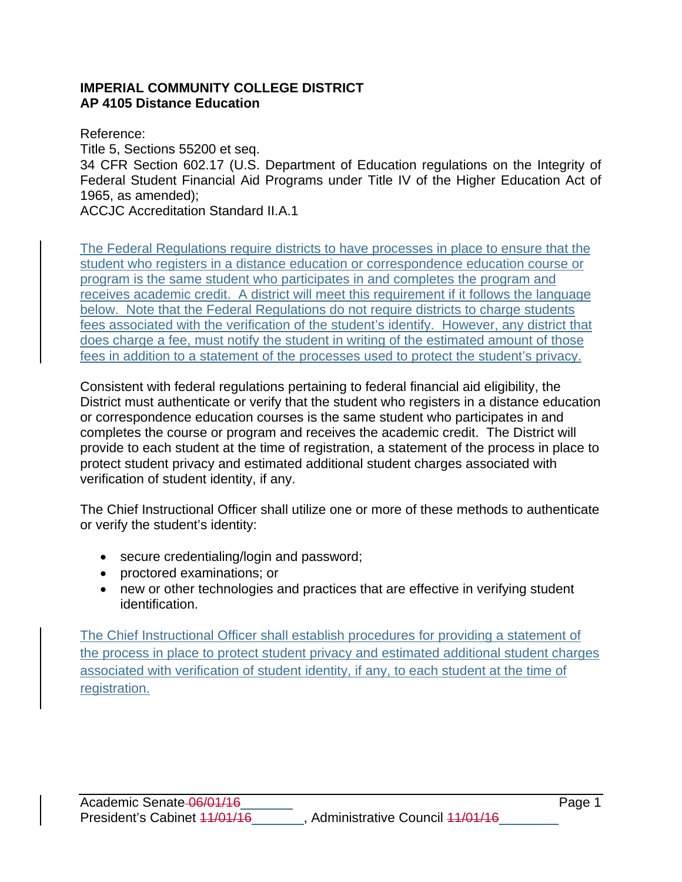**IMPERIAL COMMUNITY COLLEGE DISTRICT**
**AP 4105 Distance Education**

Reference:
Title 5, Sections 55200 et seq.
34 CFR Section 602.17 (U.S. Department of Education regulations on the Integrity of Federal Student Financial Aid Programs under Title IV of the Higher Education Act of 1965, as amended);
ACCJC Accreditation Standard II.A.1

The Federal Regulations require districts to have processes in place to ensure that the student who registers in a distance education or correspondence education course or program is the same student who participates in and completes the program and receives academic credit. A district will meet this requirement if it follows the language below. Note that the Federal Regulations do not require districts to charge students fees associated with the verification of the student's identify. However, any district that does charge a fee, must notify the student in writing of the estimated amount of those fees in addition to a statement of the processes used to protect the student's privacy.

Consistent with federal regulations pertaining to federal financial aid eligibility, the District must authenticate or verify that the student who registers in a distance education or correspondence education courses is the same student who participates in and completes the course or program and receives the academic credit. The District will provide to each student at the time of registration, a statement of the process in place to protect student privacy and estimated additional student charges associated with verification of student identity, if any.

The Chief Instructional Officer shall utilize one or more of these methods to authenticate or verify the student's identity:

- secure credentialing/login and password;
- proctored examinations; or
- new or other technologies and practices that are effective in verifying student identification.

The Chief Instructional Officer shall establish procedures for providing a statement of the process in place to protect student privacy and estimated additional student charges associated with verification of student identity, if any, to each student at the time of registration.

Academic Senate ~~06/01/16~~ \_\_\_\_\_\_\_
President's Cabinet ~~11/01/16~~ \_\_\_\_\_\_\_, Administrative Council ~~11/01/16~~ \_\_\_\_\_\_\_\_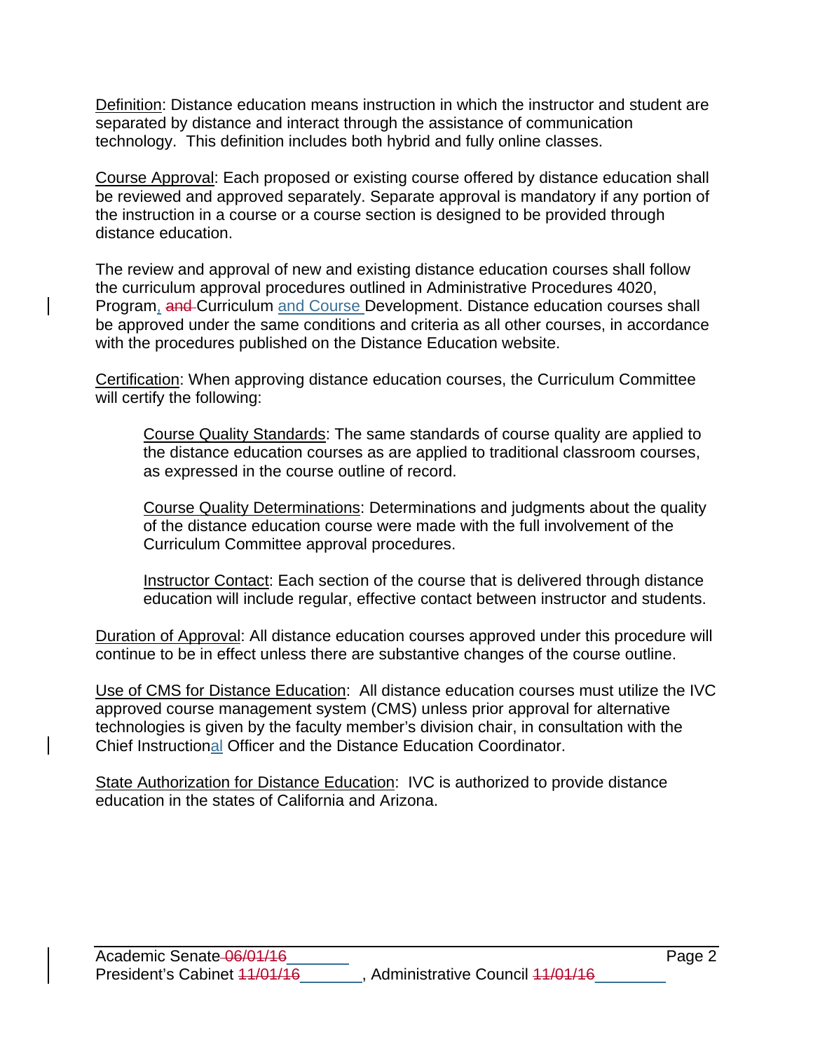Definition: Distance education means instruction in which the instructor and student are separated by distance and interact through the assistance of communication technology. This definition includes both hybrid and fully online classes.

Course Approval: Each proposed or existing course offered by distance education shall be reviewed and approved separately. Separate approval is mandatory if any portion of the instruction in a course or a course section is designed to be provided through distance education.

The review and approval of new and existing distance education courses shall follow the curriculum approval procedures outlined in Administrative Procedures 4020, Program, ~~and~~ Curriculum and Course Development. Distance education courses shall be approved under the same conditions and criteria as all other courses, in accordance with the procedures published on the Distance Education website.

Certification: When approving distance education courses, the Curriculum Committee will certify the following:

> Course Quality Standards: The same standards of course quality are applied to the distance education courses as are applied to traditional classroom courses, as expressed in the course outline of record.
>
> Course Quality Determinations: Determinations and judgments about the quality of the distance education course were made with the full involvement of the Curriculum Committee approval procedures.
>
> Instructor Contact: Each section of the course that is delivered through distance education will include regular, effective contact between instructor and students.

Duration of Approval: All distance education courses approved under this procedure will continue to be in effect unless there are substantive changes of the course outline.

Use of CMS for Distance Education: All distance education courses must utilize the IVC approved course management system (CMS) unless prior approval for alternative technologies is given by the faculty member's division chair, in consultation with the Chief Instructional Officer and the Distance Education Coordinator.

State Authorization for Distance Education: IVC is authorized to provide distance education in the states of California and Arizona.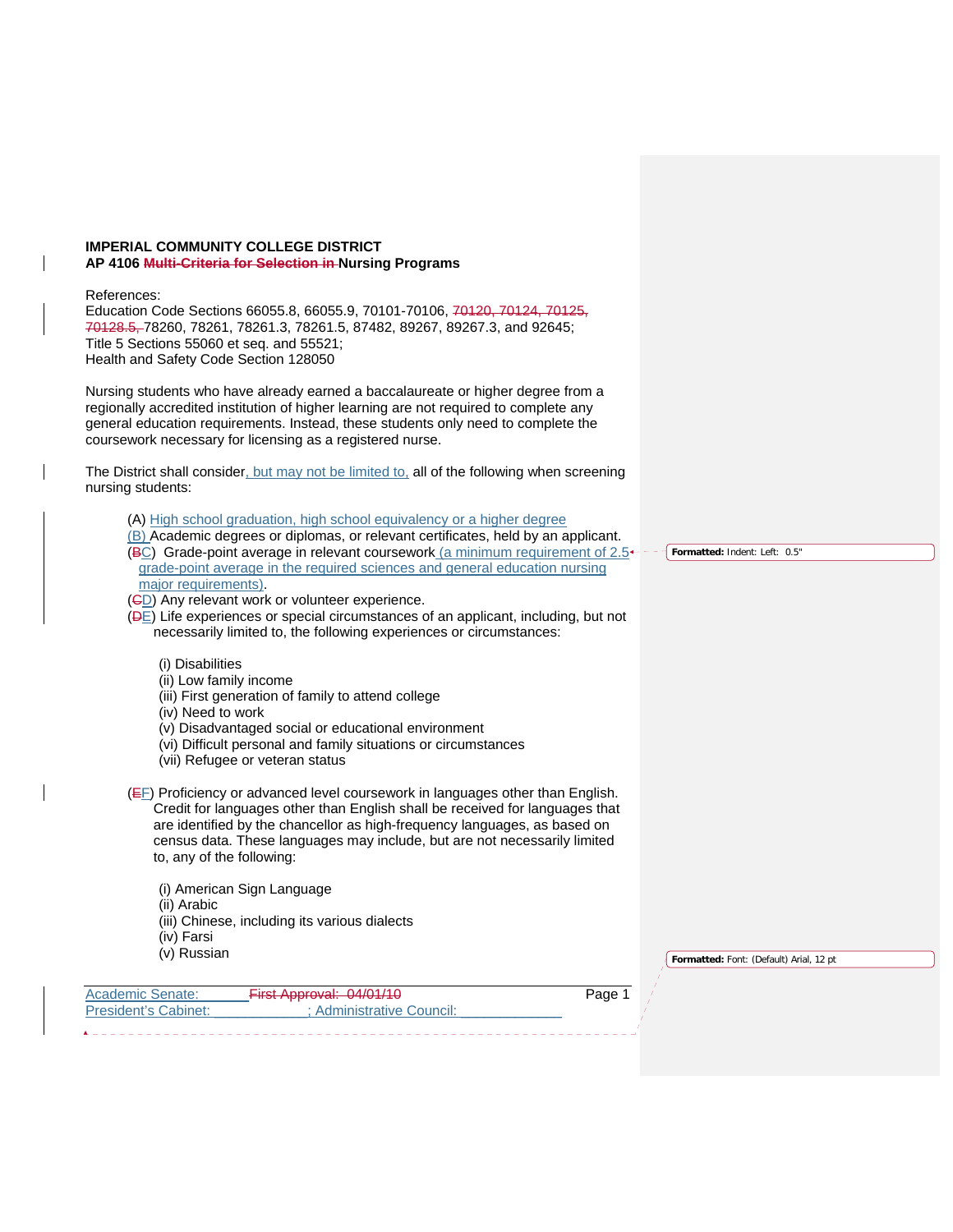**IMPERIAL COMMUNITY COLLEGE DISTRICT**
**AP 4106 ~~Multi-Criteria for Selection in~~ Nursing Programs**

References:
Education Code Sections 66055.8, 66055.9, 70101-70106, ~~70120, 70124, 70125, 70128.5,~~ 78260, 78261, 78261.3, 78261.5, 87482, 89267, 89267.3, and 92645;
Title 5 Sections 55060 et seq. and 55521;
Health and Safety Code Section 128050

Nursing students who have already earned a baccalaureate or higher degree from a regionally accredited institution of higher learning are not required to complete any general education requirements. Instead, these students only need to complete the coursework necessary for licensing as a registered nurse.

The District shall consider, but may not be limited to, all of the following when screening nursing students:

(A) High school graduation, high school equivalency or a higher degree
(B) Academic degrees or diplomas, or relevant certificates, held by an applicant.
(~~B~~C) Grade-point average in relevant coursework (a minimum requirement of 2.5 grade-point average in the required sciences and general education nursing major requirements).
(~~C~~D) Any relevant work or volunteer experience.
(~~D~~E) Life experiences or special circumstances of an applicant, including, but not necessarily limited to, the following experiences or circumstances:

- (i) Disabilities
- (ii) Low family income
- (iii) First generation of family to attend college
- (iv) Need to work
- (v) Disadvantaged social or educational environment
- (vi) Difficult personal and family situations or circumstances
- (vii) Refugee or veteran status

(~~E~~F) Proficiency or advanced level coursework in languages other than English. Credit for languages other than English shall be received for languages that are identified by the chancellor as high-frequency languages, as based on census data. These languages may include, but are not necessarily limited to, any of the following:

- (i) American Sign Language
- (ii) Arabic
- (iii) Chinese, including its various dialects
- (iv) Farsi
- (v) Russian

Academic Senate: ______ ~~First Approval: 04/01/10~~
President's Cabinet: ____________; Administrative Council: ____________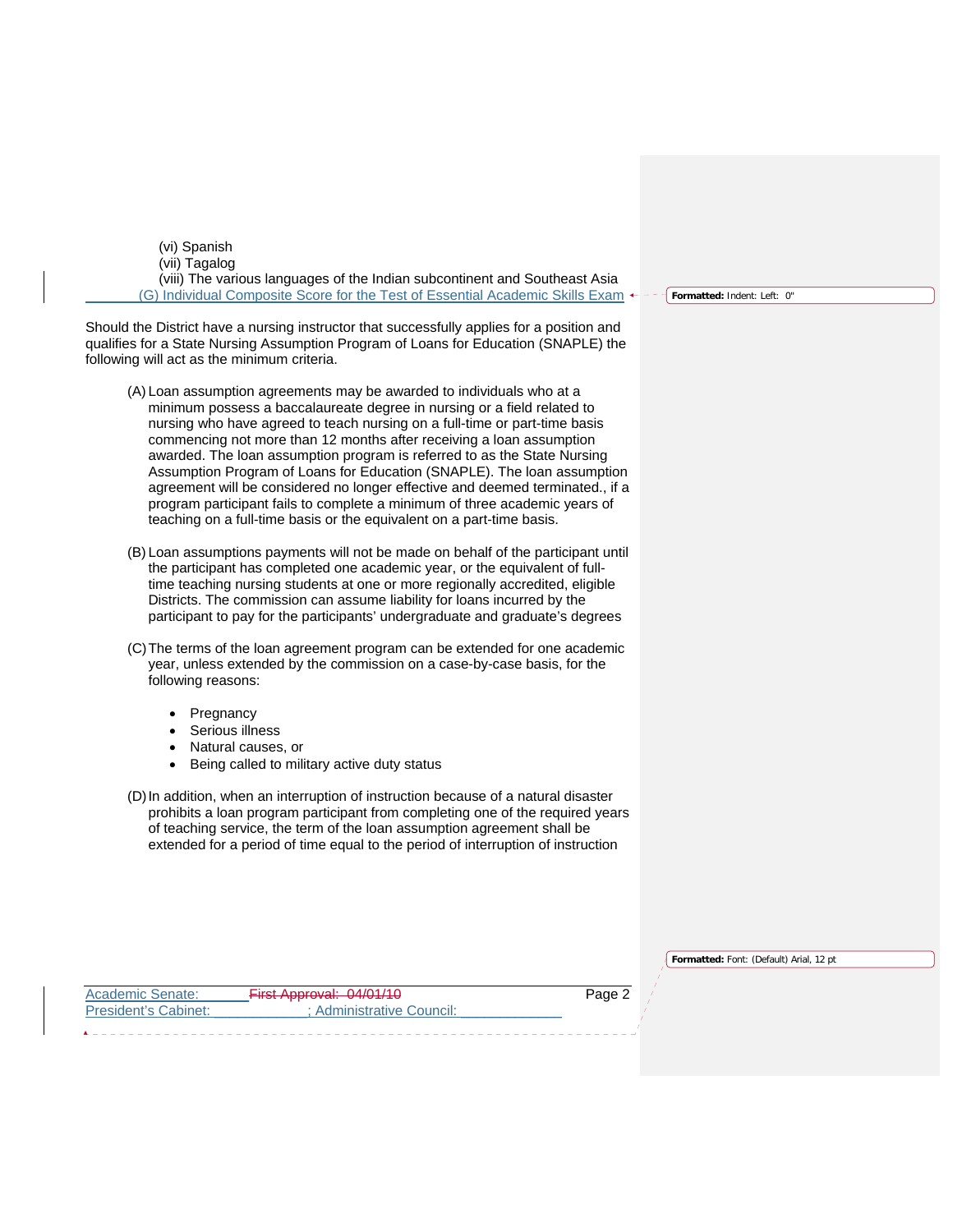(vi) Spanish
(vii) Tagalog
(viii) The various languages of the Indian subcontinent and Southeast Asia
(G) Individual Composite Score for the Test of Essential Academic Skills Exam

Should the District have a nursing instructor that successfully applies for a position and qualifies for a State Nursing Assumption Program of Loans for Education (SNAPLE) the following will act as the minimum criteria.

(A) Loan assumption agreements may be awarded to individuals who at a minimum possess a baccalaureate degree in nursing or a field related to nursing who have agreed to teach nursing on a full-time or part-time basis commencing not more than 12 months after receiving a loan assumption awarded. The loan assumption program is referred to as the State Nursing Assumption Program of Loans for Education (SNAPLE). The loan assumption agreement will be considered no longer effective and deemed terminated., if a program participant fails to complete a minimum of three academic years of teaching on a full-time basis or the equivalent on a part-time basis.

(B) Loan assumptions payments will not be made on behalf of the participant until the participant has completed one academic year, or the equivalent of full-time teaching nursing students at one or more regionally accredited, eligible Districts. The commission can assume liability for loans incurred by the participant to pay for the participants' undergraduate and graduate's degrees

(C) The terms of the loan agreement program can be extended for one academic year, unless extended by the commission on a case-by-case basis, for the following reasons:

- Pregnancy
- Serious illness
- Natural causes, or
- Being called to military active duty status

(D) In addition, when an interruption of instruction because of a natural disaster prohibits a loan program participant from completing one of the required years of teaching service, the term of the loan assumption agreement shall be extended for a period of time equal to the period of interruption of instruction

Academic Senate: ~~First Approval: 04/01/10~~
President's Cabinet: ; Administrative Council: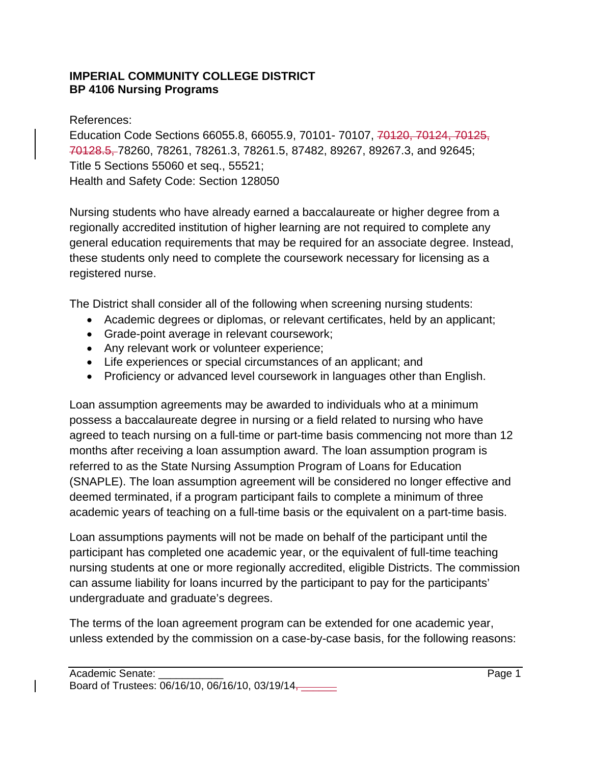**IMPERIAL COMMUNITY COLLEGE DISTRICT**
**BP 4106 Nursing Programs**

References:
Education Code Sections 66055.8, 66055.9, 70101- 70107, ~~70120, 70124, 70125, 70128.5,~~ 78260, 78261, 78261.3, 78261.5, 87482, 89267, 89267.3, and 92645;
Title 5 Sections 55060 et seq., 55521;
Health and Safety Code: Section 128050

Nursing students who have already earned a baccalaureate or higher degree from a regionally accredited institution of higher learning are not required to complete any general education requirements that may be required for an associate degree. Instead, these students only need to complete the coursework necessary for licensing as a registered nurse.

The District shall consider all of the following when screening nursing students:

- Academic degrees or diplomas, or relevant certificates, held by an applicant;
- Grade-point average in relevant coursework;
- Any relevant work or volunteer experience;
- Life experiences or special circumstances of an applicant; and
- Proficiency or advanced level coursework in languages other than English.

Loan assumption agreements may be awarded to individuals who at a minimum possess a baccalaureate degree in nursing or a field related to nursing who have agreed to teach nursing on a full-time or part-time basis commencing not more than 12 months after receiving a loan assumption award. The loan assumption program is referred to as the State Nursing Assumption Program of Loans for Education (SNAPLE). The loan assumption agreement will be considered no longer effective and deemed terminated, if a program participant fails to complete a minimum of three academic years of teaching on a full-time basis or the equivalent on a part-time basis.

Loan assumptions payments will not be made on behalf of the participant until the participant has completed one academic year, or the equivalent of full-time teaching nursing students at one or more regionally accredited, eligible Districts. The commission can assume liability for loans incurred by the participant to pay for the participants' undergraduate and graduate's degrees.

The terms of the loan agreement program can be extended for one academic year, unless extended by the commission on a case-by-case basis, for the following reasons:

Academic Senate: ___________
Board of Trustees: 06/16/10, 06/16/10, 03/19/14, _______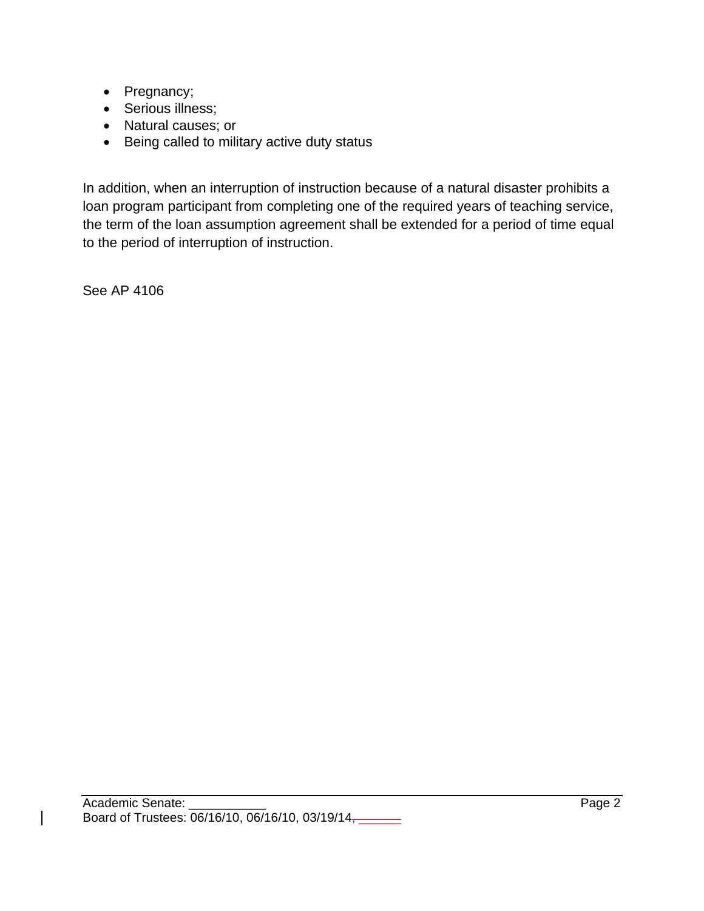- Pregnancy;
- Serious illness;
- Natural causes; or
- Being called to military active duty status

In addition, when an interruption of instruction because of a natural disaster prohibits a loan program participant from completing one of the required years of teaching service, the term of the loan assumption agreement shall be extended for a period of time equal to the period of interruption of instruction.

See AP 4106

Academic Senate: ___________

Board of Trustees: 06/16/10, 06/16/10, 03/19/14, _______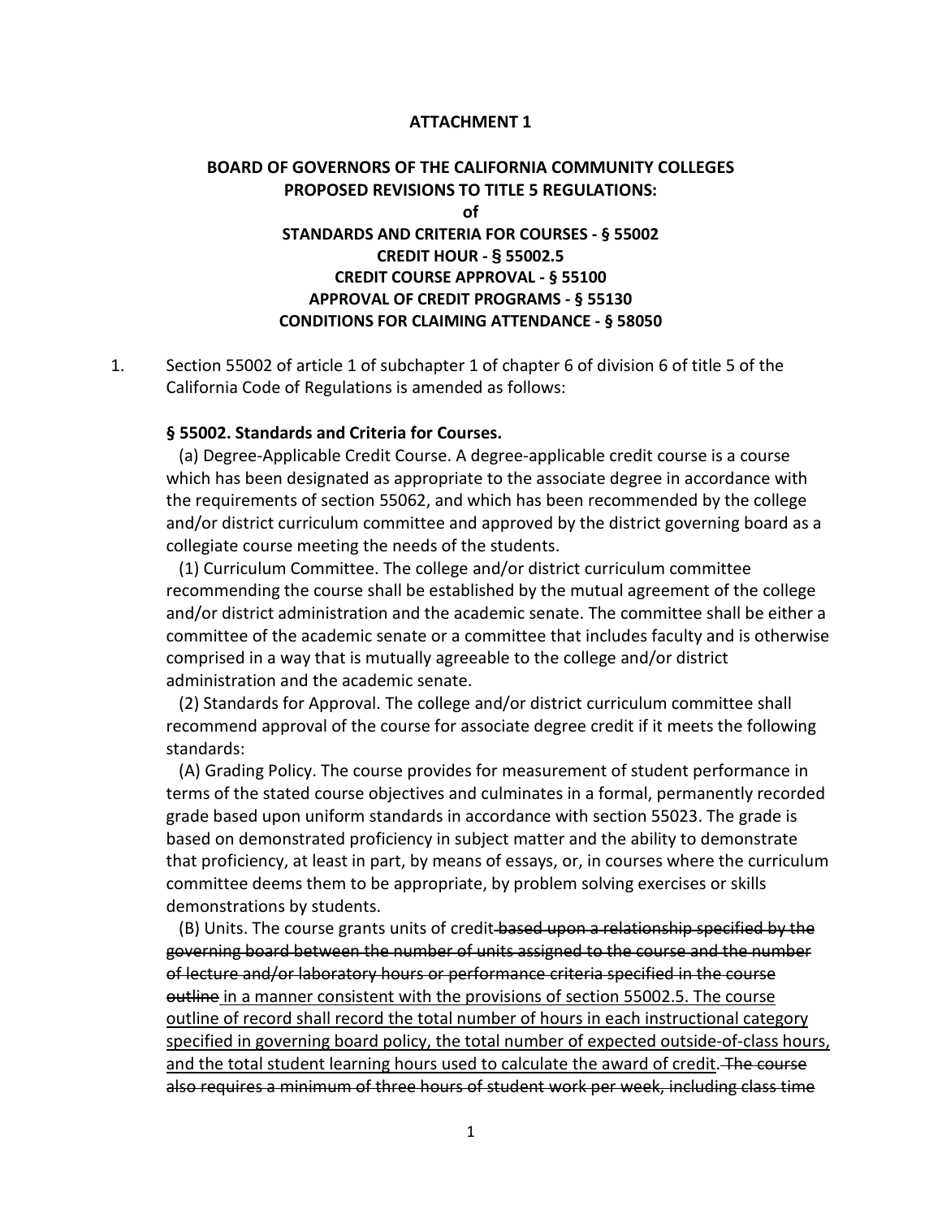**ATTACHMENT 1**

**BOARD OF GOVERNORS OF THE CALIFORNIA COMMUNITY COLLEGES**
**PROPOSED REVISIONS TO TITLE 5 REGULATIONS:**
**of**
**STANDARDS AND CRITERIA FOR COURSES - § 55002**
**CREDIT HOUR - § 55002.5**
**CREDIT COURSE APPROVAL - § 55100**
**APPROVAL OF CREDIT PROGRAMS - § 55130**
**CONDITIONS FOR CLAIMING ATTENDANCE - § 58050**

1. Section 55002 of article 1 of subchapter 1 of chapter 6 of division 6 of title 5 of the California Code of Regulations is amended as follows:

**§ 55002. Standards and Criteria for Courses.**

(a) Degree-Applicable Credit Course. A degree-applicable credit course is a course which has been designated as appropriate to the associate degree in accordance with the requirements of section 55062, and which has been recommended by the college and/or district curriculum committee and approved by the district governing board as a collegiate course meeting the needs of the students.

(1) Curriculum Committee. The college and/or district curriculum committee recommending the course shall be established by the mutual agreement of the college and/or district administration and the academic senate. The committee shall be either a committee of the academic senate or a committee that includes faculty and is otherwise comprised in a way that is mutually agreeable to the college and/or district administration and the academic senate.

(2) Standards for Approval. The college and/or district curriculum committee shall recommend approval of the course for associate degree credit if it meets the following standards:

(A) Grading Policy. The course provides for measurement of student performance in terms of the stated course objectives and culminates in a formal, permanently recorded grade based upon uniform standards in accordance with section 55023. The grade is based on demonstrated proficiency in subject matter and the ability to demonstrate that proficiency, at least in part, by means of essays, or, in courses where the curriculum committee deems them to be appropriate, by problem solving exercises or skills demonstrations by students.

(B) Units. The course grants units of credit ~~based upon a relationship specified by the governing board between the number of units assigned to the course and the number of lecture and/or laboratory hours or performance criteria specified in the course outline~~ <u>in a manner consistent with the provisions of section 55002.5. The course outline of record shall record the total number of hours in each instructional category specified in governing board policy, the total number of expected outside-of-class hours, and the total student learning hours used to calculate the award of credit</u>. ~~The course also requires a minimum of three hours of student work per week, including class time~~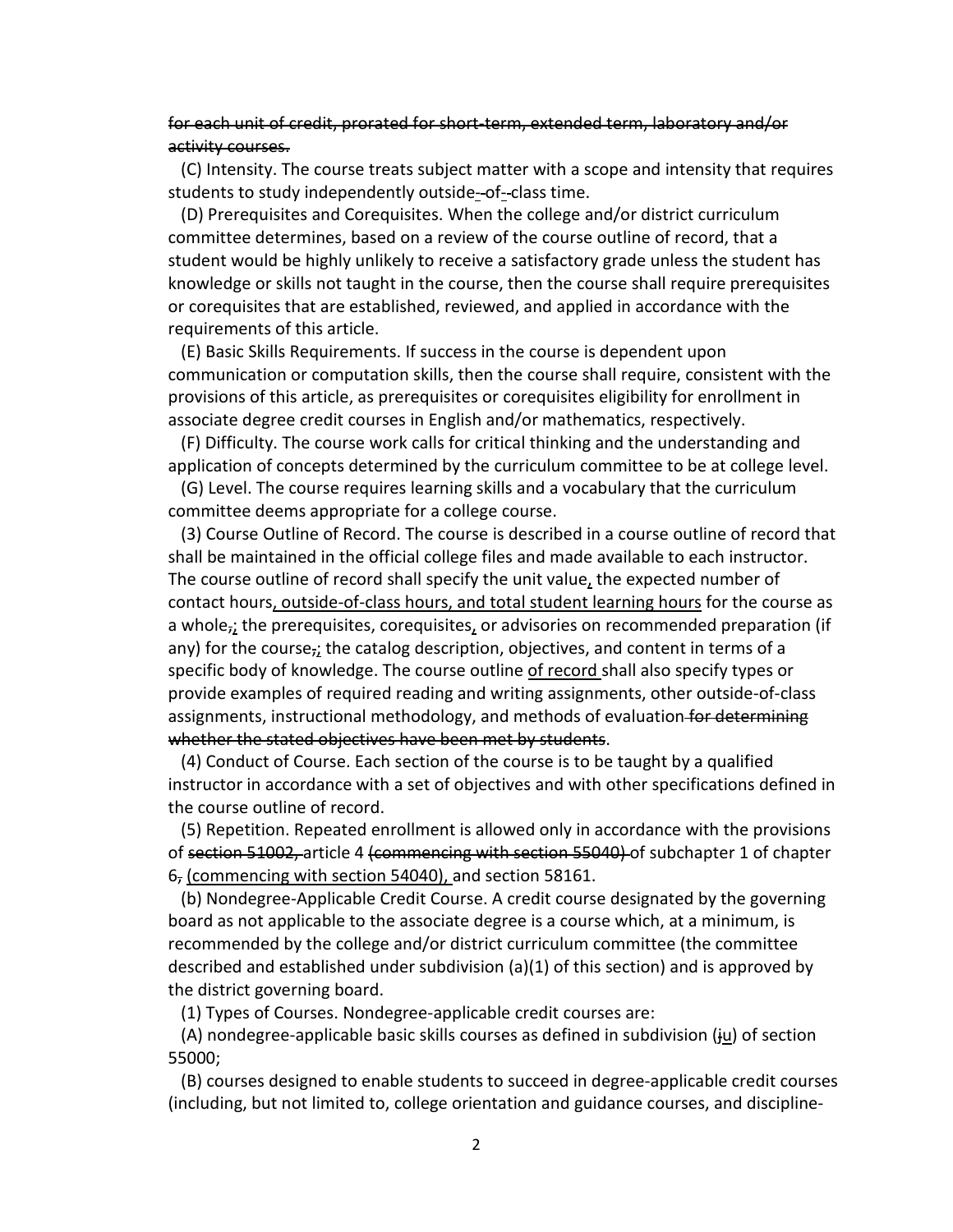~~for each unit of credit, prorated for short-term, extended term, laboratory and/or activity courses.~~

(C) Intensity. The course treats subject matter with a scope and intensity that requires students to study independently outside<u>-</u>~~-~~of<u>-</u>~~-~~class time.

(D) Prerequisites and Corequisites. When the college and/or district curriculum committee determines, based on a review of the course outline of record, that a student would be highly unlikely to receive a satisfactory grade unless the student has knowledge or skills not taught in the course, then the course shall require prerequisites or corequisites that are established, reviewed, and applied in accordance with the requirements of this article.

(E) Basic Skills Requirements. If success in the course is dependent upon communication or computation skills, then the course shall require, consistent with the provisions of this article, as prerequisites or corequisites eligibility for enrollment in associate degree credit courses in English and/or mathematics, respectively.

(F) Difficulty. The course work calls for critical thinking and the understanding and application of concepts determined by the curriculum committee to be at college level.

(G) Level. The course requires learning skills and a vocabulary that the curriculum committee deems appropriate for a college course.

(3) Course Outline of Record. The course is described in a course outline of record that shall be maintained in the official college files and made available to each instructor. The course outline of record shall specify the unit value<u>,</u> the expected number of contact hours<u>, outside-of-class hours, and total student learning hours</u> for the course as a whole~~,~~<u>;</u> the prerequisites, corequisites<u>,</u> or advisories on recommended preparation (if any) for the course~~,~~<u>;</u> the catalog description, objectives, and content in terms of a specific body of knowledge. The course outline <u>of record</u> shall also specify types or provide examples of required reading and writing assignments, other outside-of-class assignments, instructional methodology, and methods of evaluation ~~for determining whether the stated objectives have been met by students~~.

(4) Conduct of Course. Each section of the course is to be taught by a qualified instructor in accordance with a set of objectives and with other specifications defined in the course outline of record.

(5) Repetition. Repeated enrollment is allowed only in accordance with the provisions of ~~section 51002,~~ article 4 ~~(commencing with section 55040)~~ of subchapter 1 of chapter 6~~,~~ <u>(commencing with section 54040),</u> and section 58161.

(b) Nondegree-Applicable Credit Course. A credit course designated by the governing board as not applicable to the associate degree is a course which, at a minimum, is recommended by the college and/or district curriculum committee (the committee described and established under subdivision (a)(1) of this section) and is approved by the district governing board.

(1) Types of Courses. Nondegree-applicable credit courses are:

(A) nondegree-applicable basic skills courses as defined in subdivision (~~j~~<u>u</u>) of section 55000;

(B) courses designed to enable students to succeed in degree-applicable credit courses (including, but not limited to, college orientation and guidance courses, and discipline-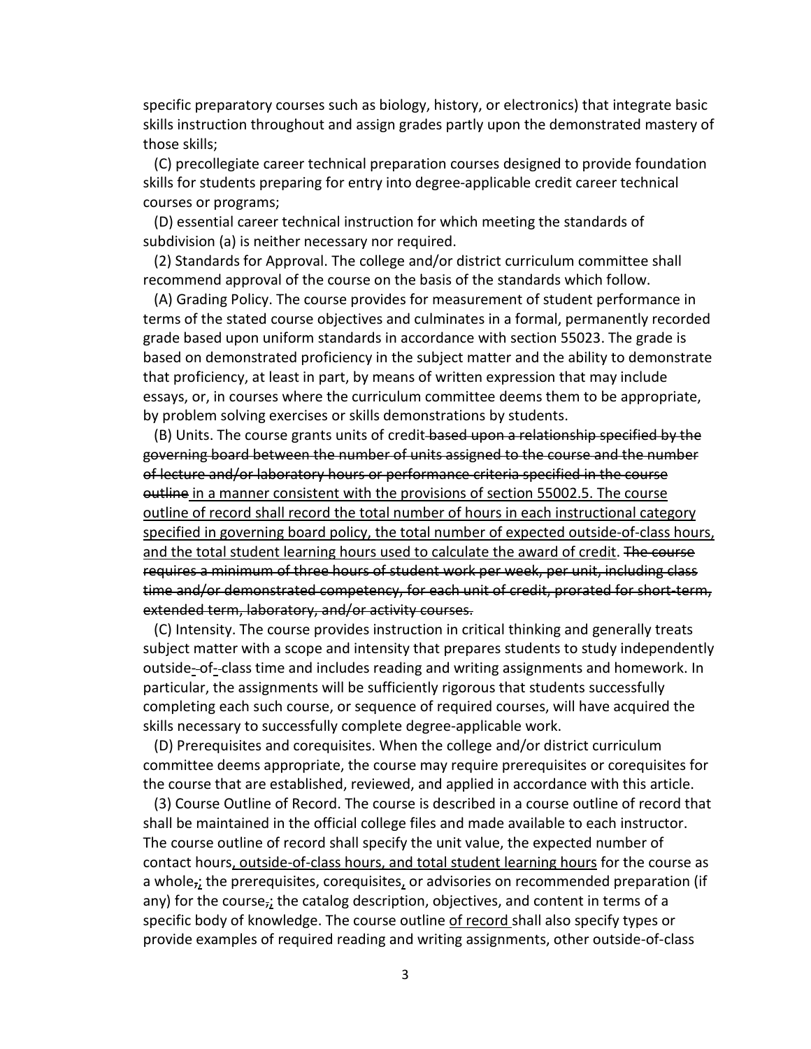specific preparatory courses such as biology, history, or electronics) that integrate basic skills instruction throughout and assign grades partly upon the demonstrated mastery of those skills;

(C) precollegiate career technical preparation courses designed to provide foundation skills for students preparing for entry into degree-applicable credit career technical courses or programs;

(D) essential career technical instruction for which meeting the standards of subdivision (a) is neither necessary nor required.

(2) Standards for Approval. The college and/or district curriculum committee shall recommend approval of the course on the basis of the standards which follow.

(A) Grading Policy. The course provides for measurement of student performance in terms of the stated course objectives and culminates in a formal, permanently recorded grade based upon uniform standards in accordance with section 55023. The grade is based on demonstrated proficiency in the subject matter and the ability to demonstrate that proficiency, at least in part, by means of written expression that may include essays, or, in courses where the curriculum committee deems them to be appropriate, by problem solving exercises or skills demonstrations by students.

(B) Units. The course grants units of credit ~~based upon a relationship specified by the governing board between the number of units assigned to the course and the number of lecture and/or laboratory hours or performance criteria specified in the course outline~~ <u>in a manner consistent with the provisions of section 55002.5. The course outline of record shall record the total number of hours in each instructional category specified in governing board policy, the total number of expected outside-of-class hours, and the total student learning hours used to calculate the award of credit</u>. ~~The course requires a minimum of three hours of student work per week, per unit, including class time and/or demonstrated competency, for each unit of credit, prorated for short-term, extended term, laboratory, and/or activity courses.~~

(C) Intensity. The course provides instruction in critical thinking and generally treats subject matter with a scope and intensity that prepares students to study independently outside-of-class time and includes reading and writing assignments and homework. In particular, the assignments will be sufficiently rigorous that students successfully completing each such course, or sequence of required courses, will have acquired the skills necessary to successfully complete degree-applicable work.

(D) Prerequisites and corequisites. When the college and/or district curriculum committee deems appropriate, the course may require prerequisites or corequisites for the course that are established, reviewed, and applied in accordance with this article.

(3) Course Outline of Record. The course is described in a course outline of record that shall be maintained in the official college files and made available to each instructor. The course outline of record shall specify the unit value, the expected number of contact hours<u>, outside-of-class hours, and total student learning hours</u> for the course as a whole~~,~~<u>;</u> the prerequisites, corequisites<u>,</u> or advisories on recommended preparation (if any) for the course~~,~~<u>;</u> the catalog description, objectives, and content in terms of a specific body of knowledge. The course outline <u>of record</u> shall also specify types or provide examples of required reading and writing assignments, other outside-of-class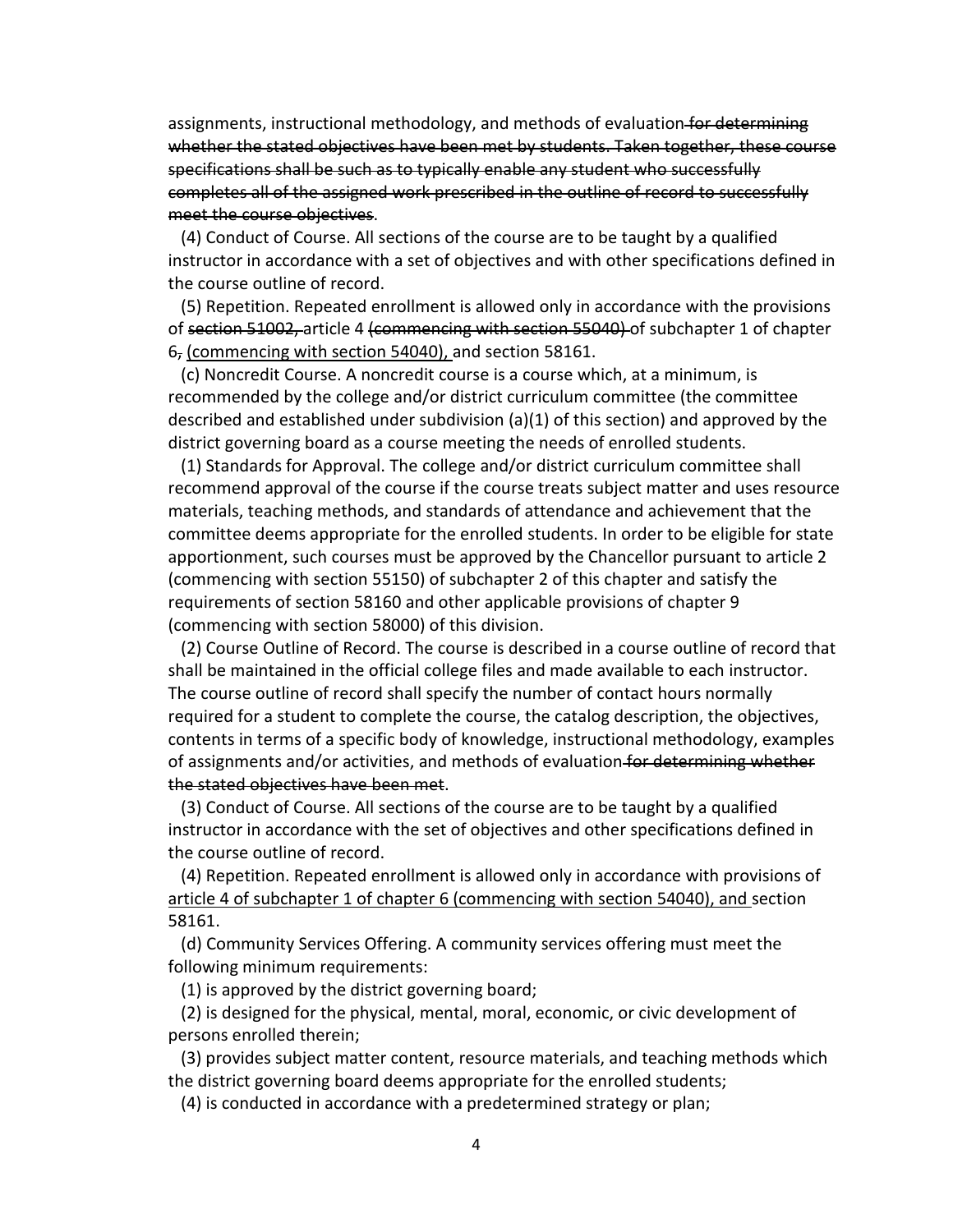assignments, instructional methodology, and methods of evaluation~~ for determining whether the stated objectives have been met by students. Taken together, these course specifications shall be such as to typically enable any student who successfully completes all of the assigned work prescribed in the outline of record to successfully meet the course objectives~~.

(4) Conduct of Course. All sections of the course are to be taught by a qualified instructor in accordance with a set of objectives and with other specifications defined in the course outline of record.

(5) Repetition. Repeated enrollment is allowed only in accordance with the provisions of ~~section 51002,~~ article 4 ~~(commencing with section 55040)~~ of subchapter 1 of chapter 6~~,~~ <u>(commencing with section 54040),</u> and section 58161.

(c) Noncredit Course. A noncredit course is a course which, at a minimum, is recommended by the college and/or district curriculum committee (the committee described and established under subdivision (a)(1) of this section) and approved by the district governing board as a course meeting the needs of enrolled students.

(1) Standards for Approval. The college and/or district curriculum committee shall recommend approval of the course if the course treats subject matter and uses resource materials, teaching methods, and standards of attendance and achievement that the committee deems appropriate for the enrolled students. In order to be eligible for state apportionment, such courses must be approved by the Chancellor pursuant to article 2 (commencing with section 55150) of subchapter 2 of this chapter and satisfy the requirements of section 58160 and other applicable provisions of chapter 9 (commencing with section 58000) of this division.

(2) Course Outline of Record. The course is described in a course outline of record that shall be maintained in the official college files and made available to each instructor. The course outline of record shall specify the number of contact hours normally required for a student to complete the course, the catalog description, the objectives, contents in terms of a specific body of knowledge, instructional methodology, examples of assignments and/or activities, and methods of evaluation~~ for determining whether the stated objectives have been met~~.

(3) Conduct of Course. All sections of the course are to be taught by a qualified instructor in accordance with the set of objectives and other specifications defined in the course outline of record.

(4) Repetition. Repeated enrollment is allowed only in accordance with provisions of <u>article 4 of subchapter 1 of chapter 6 (commencing with section 54040), and</u> section 58161.

(d) Community Services Offering. A community services offering must meet the following minimum requirements:

(1) is approved by the district governing board;

(2) is designed for the physical, mental, moral, economic, or civic development of persons enrolled therein;

(3) provides subject matter content, resource materials, and teaching methods which the district governing board deems appropriate for the enrolled students;

(4) is conducted in accordance with a predetermined strategy or plan;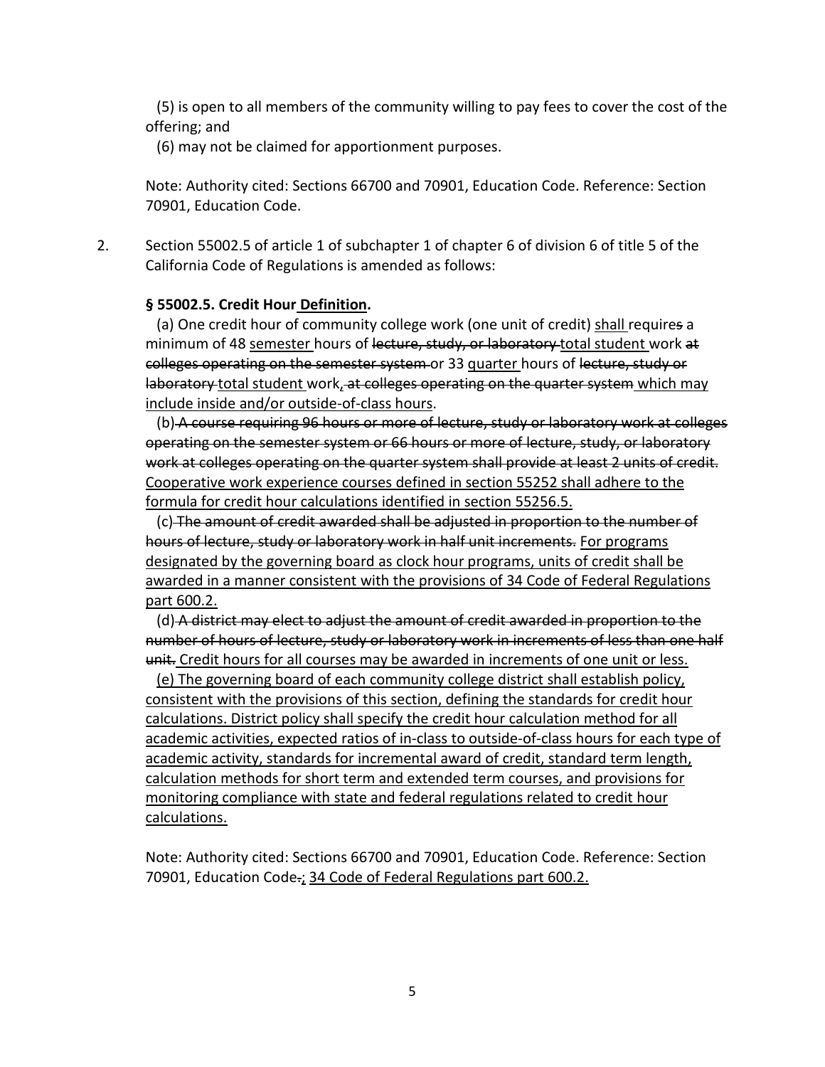(5) is open to all members of the community willing to pay fees to cover the cost of the offering; and

(6) may not be claimed for apportionment purposes.

Note: Authority cited: Sections 66700 and 70901, Education Code. Reference: Section 70901, Education Code.

2. Section 55002.5 of article 1 of subchapter 1 of chapter 6 of division 6 of title 5 of the California Code of Regulations is amended as follows:

**§ 55002.5. Credit Hour <u>Definition</u>.**

(a) One credit hour of community college work (one unit of credit) <u>shall</u> require~~s~~ a minimum of 48 <u>semester</u> hours of ~~lecture, study, or laboratory~~ <u>total student</u> work ~~at colleges operating on the semester system~~ or 33 <u>quarter</u> hours of ~~lecture, study or laboratory~~ <u>total student</u> work~~, at colleges operating on the quarter system~~ <u>which may include inside and/or outside-of-class hours</u>.

(b) ~~A course requiring 96 hours or more of lecture, study or laboratory work at colleges operating on the semester system or 66 hours or more of lecture, study, or laboratory work at colleges operating on the quarter system shall provide at least 2 units of credit.~~ <u>Cooperative work experience courses defined in section 55252 shall adhere to the formula for credit hour calculations identified in section 55256.5.</u>

(c) ~~The amount of credit awarded shall be adjusted in proportion to the number of hours of lecture, study or laboratory work in half unit increments.~~ <u>For programs designated by the governing board as clock hour programs, units of credit shall be awarded in a manner consistent with the provisions of 34 Code of Federal Regulations part 600.2.</u>

(d) ~~A district may elect to adjust the amount of credit awarded in proportion to the number of hours of lecture, study or laboratory work in increments of less than one half unit.~~ <u>Credit hours for all courses may be awarded in increments of one unit or less.</u>

<u>(e) The governing board of each community college district shall establish policy, consistent with the provisions of this section, defining the standards for credit hour calculations. District policy shall specify the credit hour calculation method for all academic activities, expected ratios of in-class to outside-of-class hours for each type of academic activity, standards for incremental award of credit, standard term length, calculation methods for short term and extended term courses, and provisions for monitoring compliance with state and federal regulations related to credit hour calculations.</u>

Note: Authority cited: Sections 66700 and 70901, Education Code. Reference: Section 70901, Education Code~~.~~<u>;</u> <u>34 Code of Federal Regulations part 600.2.</u>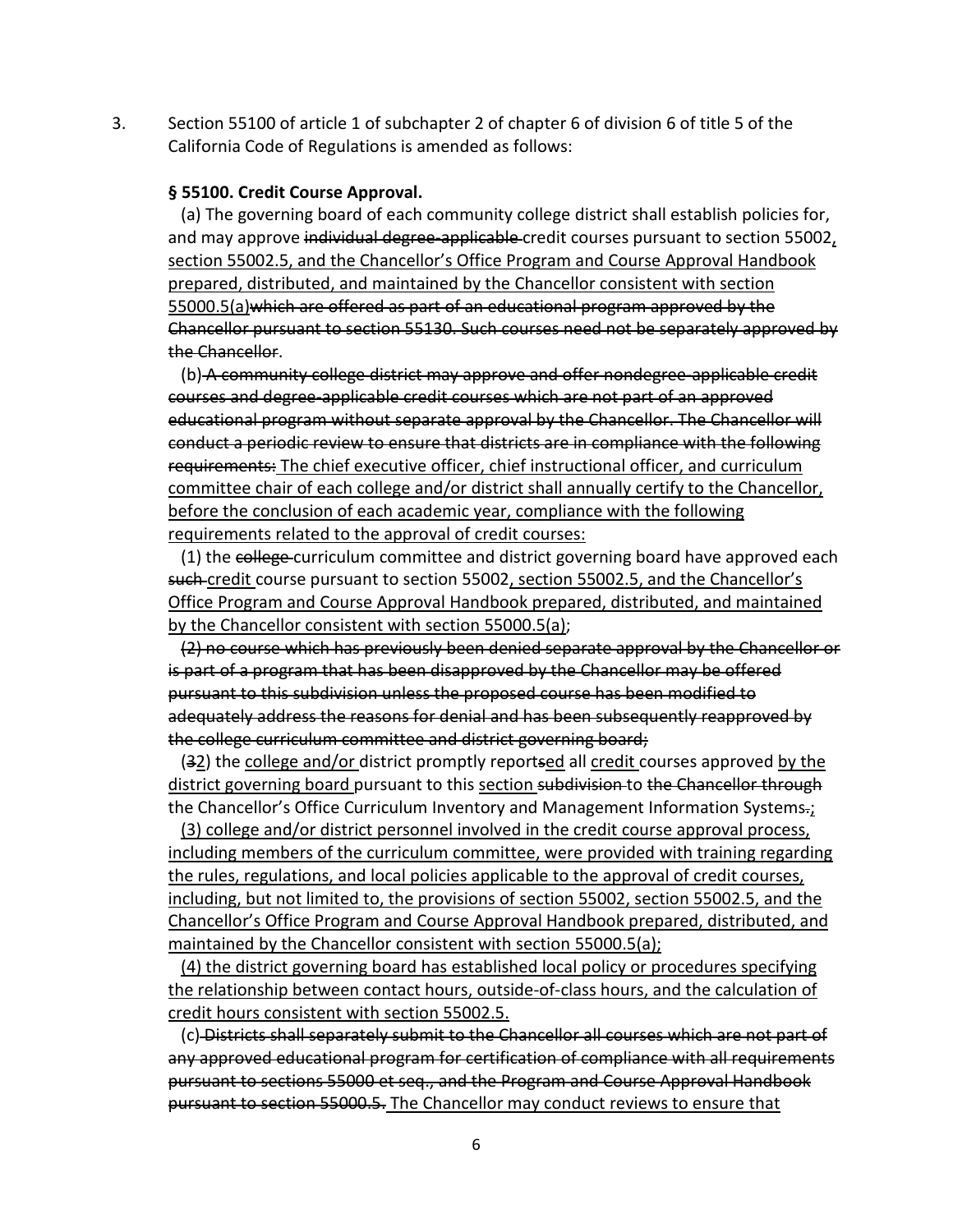3. Section 55100 of article 1 of subchapter 2 of chapter 6 of division 6 of title 5 of the California Code of Regulations is amended as follows:

**§ 55100. Credit Course Approval.**

(a) The governing board of each community college district shall establish policies for, and may approve ~~individual degree-applicable~~ credit courses pursuant to section 55002<u>, section 55002.5, and the Chancellor's Office Program and Course Approval Handbook prepared, distributed, and maintained by the Chancellor consistent with section 55000.5(a)</u>~~which are offered as part of an educational program approved by the Chancellor pursuant to section 55130. Such courses need not be separately approved by the Chancellor~~.

(b)~~ A community college district may approve and offer nondegree-applicable credit courses and degree-applicable credit courses which are not part of an approved educational program without separate approval by the Chancellor. The Chancellor will conduct a periodic review to ensure that districts are in compliance with the following requirements:~~ <u>The chief executive officer, chief instructional officer, and curriculum committee chair of each college and/or district shall annually certify to the Chancellor, before the conclusion of each academic year, compliance with the following requirements related to the approval of credit courses:</u>

(1) the ~~college~~ curriculum committee and district governing board have approved each ~~such~~ <u>credit</u> course pursuant to section 55002<u>, section 55002.5, and the Chancellor's Office Program and Course Approval Handbook prepared, distributed, and maintained by the Chancellor consistent with section 55000.5(a)</u>;

~~(2) no course which has previously been denied separate approval by the Chancellor or is part of a program that has been disapproved by the Chancellor may be offered pursuant to this subdivision unless the proposed course has been modified to adequately address the reasons for denial and has been subsequently reapproved by the college curriculum committee and district governing board;~~

(~~3~~<u>2</u>) the <u>college and/or</u> district promptly report~~s~~<u>ed</u> all <u>credit</u> courses approved <u>by the district governing board</u> pursuant to this <u>section</u> ~~subdivision~~ to ~~the Chancellor through~~ the Chancellor's Office Curriculum Inventory and Management Information Systems~~.~~<u>;</u>

<u>(3) college and/or district personnel involved in the credit course approval process, including members of the curriculum committee, were provided with training regarding the rules, regulations, and local policies applicable to the approval of credit courses, including, but not limited to, the provisions of section 55002, section 55002.5, and the Chancellor's Office Program and Course Approval Handbook prepared, distributed, and maintained by the Chancellor consistent with section 55000.5(a);</u>

<u>(4) the district governing board has established local policy or procedures specifying the relationship between contact hours, outside-of-class hours, and the calculation of credit hours consistent with section 55002.5.</u>

(c)~~ Districts shall separately submit to the Chancellor all courses which are not part of any approved educational program for certification of compliance with all requirements pursuant to sections 55000 et seq., and the Program and Course Approval Handbook pursuant to section 55000.5.~~ <u>The Chancellor may conduct reviews to ensure that</u>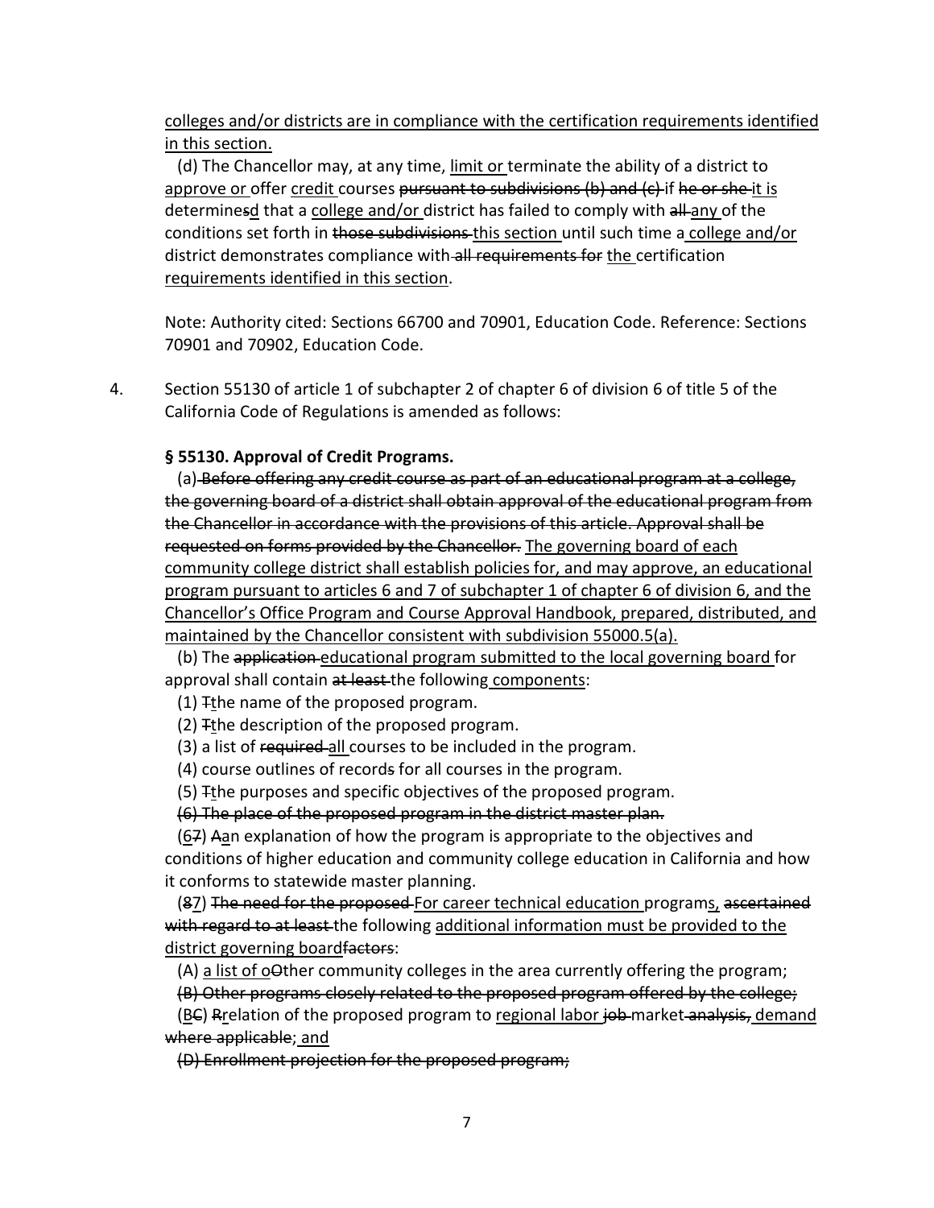<u>colleges and/or districts are in compliance with the certification requirements identified in this section.</u>

(d) The Chancellor may, at any time, <u>limit or</u> terminate the ability of a district to <u>approve or</u> offer <u>credit</u> courses ~~pursuant to subdivisions (b) and (c)~~ if ~~he or she~~ <u>it is</u> determine~~s~~<u>d</u> that a <u>college and/or</u> district has failed to comply with ~~all~~ <u>any</u> of the conditions set forth in ~~those subdivisions~~ <u>this section</u> until such time a <u>college and/or</u> district demonstrates compliance with ~~all requirements for~~ <u>the</u> certification <u>requirements identified in this section</u>.

Note: Authority cited: Sections 66700 and 70901, Education Code. Reference: Sections 70901 and 70902, Education Code.

4. Section 55130 of article 1 of subchapter 2 of chapter 6 of division 6 of title 5 of the California Code of Regulations is amended as follows:

**§ 55130. Approval of Credit Programs.**

(a) ~~Before offering any credit course as part of an educational program at a college, the governing board of a district shall obtain approval of the educational program from the Chancellor in accordance with the provisions of this article. Approval shall be requested on forms provided by the Chancellor.~~ <u>The governing board of each community college district shall establish policies for, and may approve, an educational program pursuant to articles 6 and 7 of subchapter 1 of chapter 6 of division 6, and the Chancellor's Office Program and Course Approval Handbook, prepared, distributed, and maintained by the Chancellor consistent with subdivision 55000.5(a).</u>

(b) The ~~application~~ <u>educational program submitted to the local governing board</u> for approval shall contain ~~at least~~ the following <u>components</u>:

(1) ~~T~~<u>t</u>he name of the proposed program.

(2) ~~T~~<u>t</u>he description of the proposed program.

(3) a list of ~~required~~ <u>all</u> courses to be included in the program.

(4) course outlines of record~~s~~ for all courses in the program.

(5) ~~T~~<u>t</u>he purposes and specific objectives of the proposed program.

~~(6) The place of the proposed program in the district master plan.~~

(<u>6</u>~~7~~) ~~A~~<u>a</u>n explanation of how the program is appropriate to the objectives and conditions of higher education and community college education in California and how it conforms to statewide master planning.

(~~8~~<u>7</u>) ~~The need for the proposed~~ <u>For career technical education</u> program<u>s,</u> ~~ascertained with regard to at least~~ the following <u>additional information must be provided to the district governing board</u>~~factors~~:

(A) <u>a list of o</u>~~O~~ther community colleges in the area currently offering the program;

~~(B) Other programs closely related to the proposed program offered by the college;~~

(<u>B</u>~~C~~) ~~R~~<u>r</u>elation of the proposed program to <u>regional labor</u> ~~job~~ market ~~analysis,~~ <u>demand</u> ~~where applicable~~<u>; and</u>

~~(D) Enrollment projection for the proposed program;~~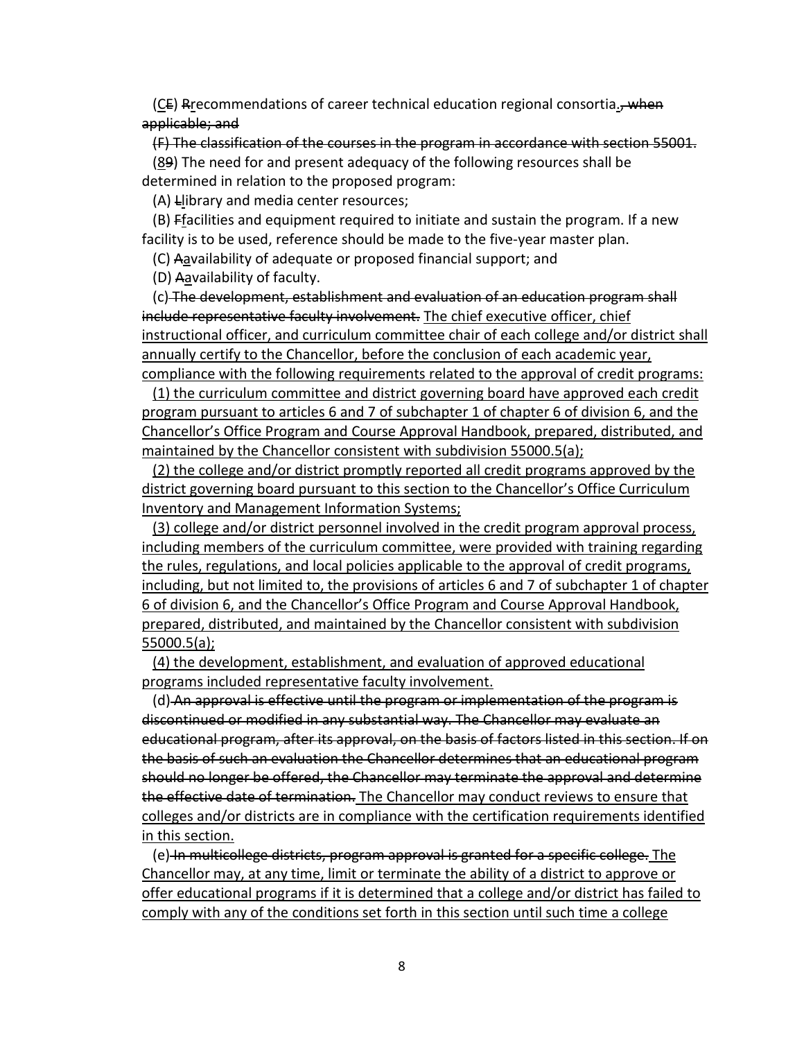(C~~E~~) ~~R~~recommendations of career technical education regional consortia.~~, when applicable; and~~

~~(F) The classification of the courses in the program in accordance with section 55001.~~

(8~~9~~) The need for and present adequacy of the following resources shall be determined in relation to the proposed program:

(A) ~~L~~library and media center resources;

(B) ~~F~~facilities and equipment required to initiate and sustain the program. If a new facility is to be used, reference should be made to the five-year master plan.

(C) ~~A~~availability of adequate or proposed financial support; and

(D) ~~A~~availability of faculty.

(c) ~~The development, establishment and evaluation of an education program shall include representative faculty involvement.~~ The chief executive officer, chief instructional officer, and curriculum committee chair of each college and/or district shall annually certify to the Chancellor, before the conclusion of each academic year, compliance with the following requirements related to the approval of credit programs:

(1) the curriculum committee and district governing board have approved each credit program pursuant to articles 6 and 7 of subchapter 1 of chapter 6 of division 6, and the Chancellor's Office Program and Course Approval Handbook, prepared, distributed, and maintained by the Chancellor consistent with subdivision 55000.5(a);

(2) the college and/or district promptly reported all credit programs approved by the district governing board pursuant to this section to the Chancellor's Office Curriculum Inventory and Management Information Systems;

(3) college and/or district personnel involved in the credit program approval process, including members of the curriculum committee, were provided with training regarding the rules, regulations, and local policies applicable to the approval of credit programs, including, but not limited to, the provisions of articles 6 and 7 of subchapter 1 of chapter 6 of division 6, and the Chancellor's Office Program and Course Approval Handbook, prepared, distributed, and maintained by the Chancellor consistent with subdivision 55000.5(a);

(4) the development, establishment, and evaluation of approved educational programs included representative faculty involvement.

(d) ~~An approval is effective until the program or implementation of the program is discontinued or modified in any substantial way. The Chancellor may evaluate an educational program, after its approval, on the basis of factors listed in this section. If on the basis of such an evaluation the Chancellor determines that an educational program should no longer be offered, the Chancellor may terminate the approval and determine the effective date of termination.~~ The Chancellor may conduct reviews to ensure that colleges and/or districts are in compliance with the certification requirements identified in this section.

(e) ~~In multicollege districts, program approval is granted for a specific college.~~ The Chancellor may, at any time, limit or terminate the ability of a district to approve or offer educational programs if it is determined that a college and/or district has failed to comply with any of the conditions set forth in this section until such time a college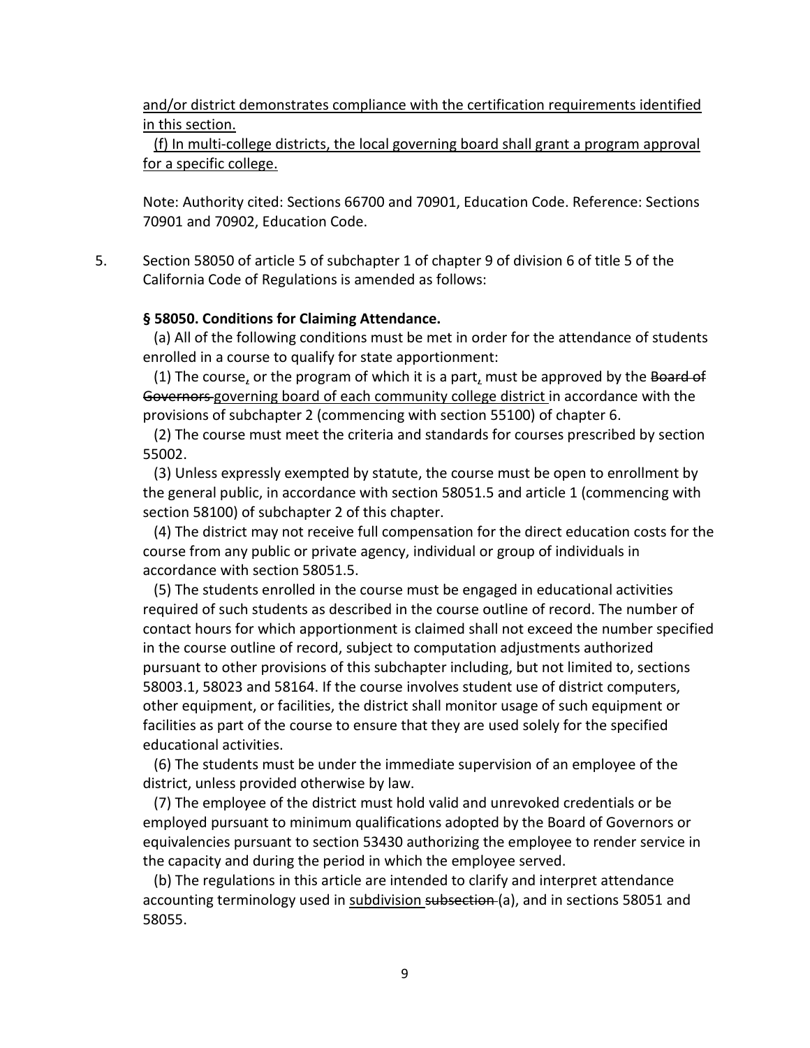and/or district demonstrates compliance with the certification requirements identified in this section.

(f) In multi-college districts, the local governing board shall grant a program approval for a specific college.

Note: Authority cited: Sections 66700 and 70901, Education Code. Reference: Sections 70901 and 70902, Education Code.

5. Section 58050 of article 5 of subchapter 1 of chapter 9 of division 6 of title 5 of the California Code of Regulations is amended as follows:

**§ 58050. Conditions for Claiming Attendance.**

(a) All of the following conditions must be met in order for the attendance of students enrolled in a course to qualify for state apportionment:

(1) The course, or the program of which it is a part, must be approved by the ~~Board of Governors~~ governing board of each community college district in accordance with the provisions of subchapter 2 (commencing with section 55100) of chapter 6.

(2) The course must meet the criteria and standards for courses prescribed by section 55002.

(3) Unless expressly exempted by statute, the course must be open to enrollment by the general public, in accordance with section 58051.5 and article 1 (commencing with section 58100) of subchapter 2 of this chapter.

(4) The district may not receive full compensation for the direct education costs for the course from any public or private agency, individual or group of individuals in accordance with section 58051.5.

(5) The students enrolled in the course must be engaged in educational activities required of such students as described in the course outline of record. The number of contact hours for which apportionment is claimed shall not exceed the number specified in the course outline of record, subject to computation adjustments authorized pursuant to other provisions of this subchapter including, but not limited to, sections 58003.1, 58023 and 58164. If the course involves student use of district computers, other equipment, or facilities, the district shall monitor usage of such equipment or facilities as part of the course to ensure that they are used solely for the specified educational activities.

(6) The students must be under the immediate supervision of an employee of the district, unless provided otherwise by law.

(7) The employee of the district must hold valid and unrevoked credentials or be employed pursuant to minimum qualifications adopted by the Board of Governors or equivalencies pursuant to section 53430 authorizing the employee to render service in the capacity and during the period in which the employee served.

(b) The regulations in this article are intended to clarify and interpret attendance accounting terminology used in subdivision ~~subsection~~ (a), and in sections 58051 and 58055.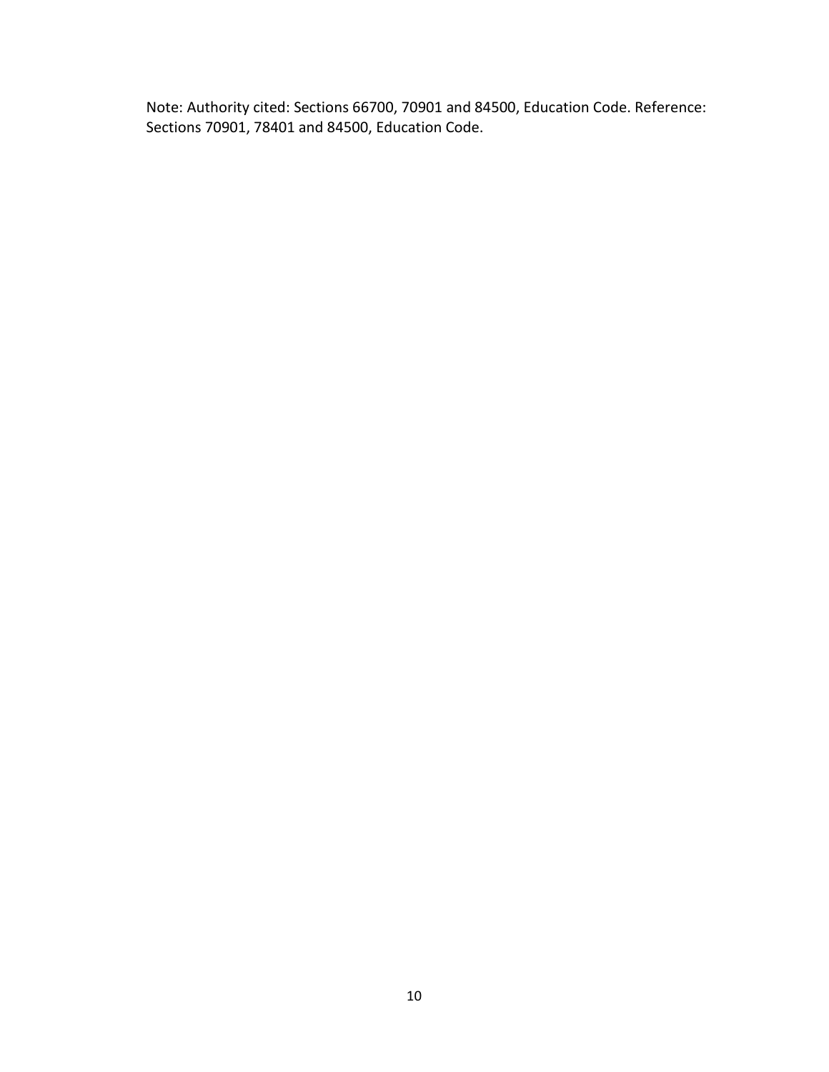Note: Authority cited: Sections 66700, 70901 and 84500, Education Code. Reference: Sections 70901, 78401 and 84500, Education Code.